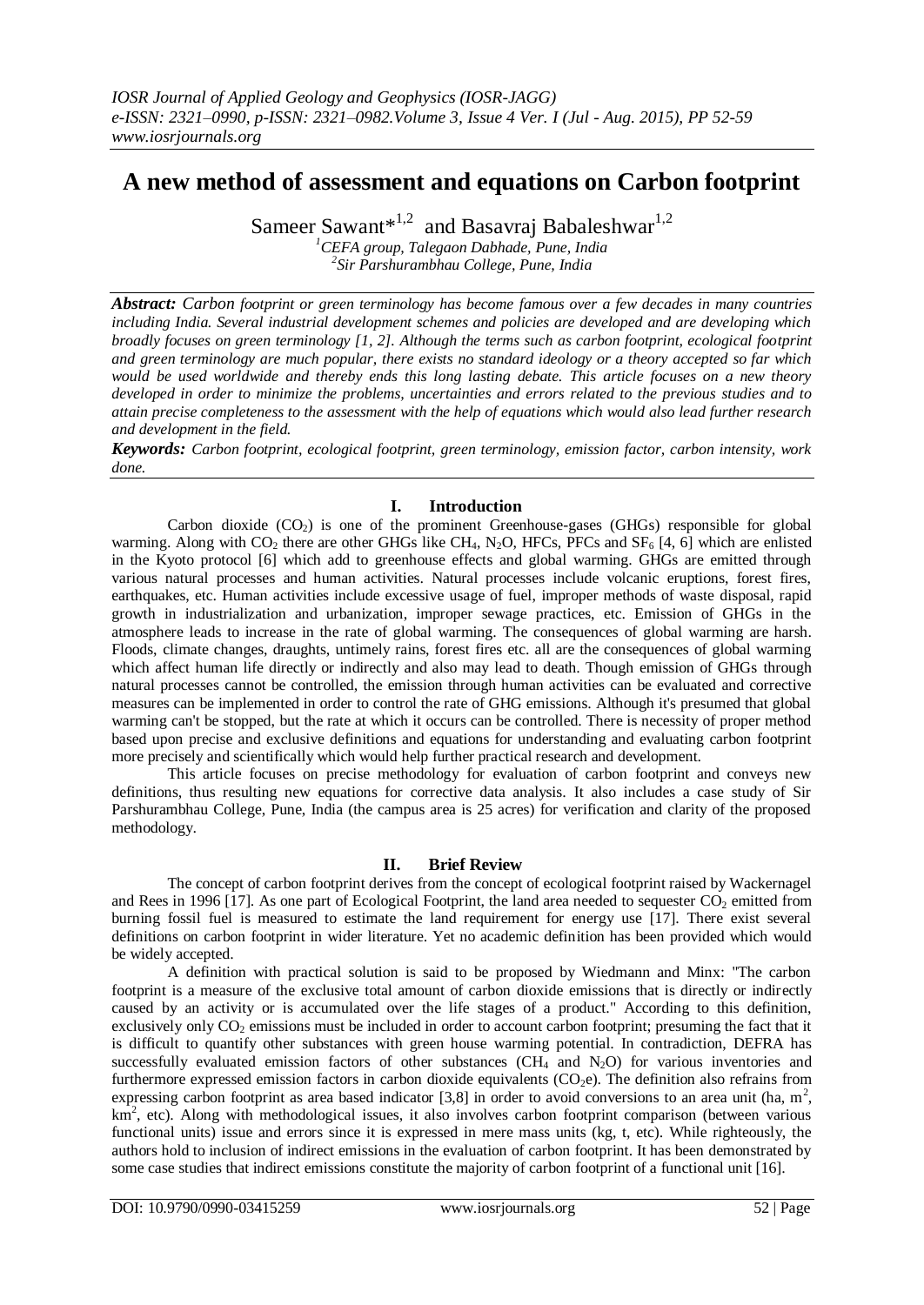# A new method of assessment and equations on Carbon footprint

Sameer Sawant*[1,2] and Basavraj Babaleshwar[1,2]

[1]CEFA group, Talegaon Dabhade, Pune, India
[2]Sir Parshurambhau College, Pune, India

***Abstract:*** *Carbon footprint or green terminology has become famous over a few decades in many countries including India. Several industrial development schemes and policies are developed and are developing which broadly focuses on green terminology [1, 2]. Although the terms such as carbon footprint, ecological footprint and green terminology are much popular, there exists no standard ideology or a theory accepted so far which would be used worldwide and thereby ends this long lasting debate. This article focuses on a new theory developed in order to minimize the problems, uncertainties and errors related to the previous studies and to attain precise completeness to the assessment with the help of equations which would also lead further research and development in the field.*

***Keywords:*** *Carbon footprint, ecological footprint, green terminology, emission factor, carbon intensity, work done.*

## I. Introduction

Carbon dioxide ($CO_2$) is one of the prominent Greenhouse-gases (GHGs) responsible for global warming. Along with $CO_2$ there are other GHGs like $CH_4$, $N_2O$, HFCs, PFCs and $SF_6$ [4, 6] which are enlisted in the Kyoto protocol [6] which add to greenhouse effects and global warming. GHGs are emitted through various natural processes and human activities. Natural processes include volcanic eruptions, forest fires, earthquakes, etc. Human activities include excessive usage of fuel, improper methods of waste disposal, rapid growth in industrialization and urbanization, improper sewage practices, etc. Emission of GHGs in the atmosphere leads to increase in the rate of global warming. The consequences of global warming are harsh. Floods, climate changes, draughts, untimely rains, forest fires etc. all are the consequences of global warming which affect human life directly or indirectly and also may lead to death. Though emission of GHGs through natural processes cannot be controlled, the emission through human activities can be evaluated and corrective measures can be implemented in order to control the rate of GHG emissions. Although it's presumed that global warming can't be stopped, but the rate at which it occurs can be controlled. There is necessity of proper method based upon precise and exclusive definitions and equations for understanding and evaluating carbon footprint more precisely and scientifically which would help further practical research and development.

This article focuses on precise methodology for evaluation of carbon footprint and conveys new definitions, thus resulting new equations for corrective data analysis. It also includes a case study of Sir Parshurambhau College, Pune, India (the campus area is 25 acres) for verification and clarity of the proposed methodology.

## II. Brief Review

The concept of carbon footprint derives from the concept of ecological footprint raised by Wackernagel and Rees in 1996 [17]. As one part of Ecological Footprint, the land area needed to sequester $CO_2$ emitted from burning fossil fuel is measured to estimate the land requirement for energy use [17]. There exist several definitions on carbon footprint in wider literature. Yet no academic definition has been provided which would be widely accepted.

A definition with practical solution is said to be proposed by Wiedmann and Minx: "The carbon footprint is a measure of the exclusive total amount of carbon dioxide emissions that is directly or indirectly caused by an activity or is accumulated over the life stages of a product." According to this definition, exclusively only $CO_2$ emissions must be included in order to account carbon footprint; presuming the fact that it is difficult to quantify other substances with green house warming potential. In contradiction, DEFRA has successfully evaluated emission factors of other substances ($CH_4$ and $N_2O$) for various inventories and furthermore expressed emission factors in carbon dioxide equivalents ($CO_2e$). The definition also refrains from expressing carbon footprint as area based indicator [3,8] in order to avoid conversions to an area unit (ha, $m^2$, $km^2$, etc). Along with methodological issues, it also involves carbon footprint comparison (between various functional units) issue and errors since it is expressed in mere mass units (kg, t, etc). While righteously, the authors hold to inclusion of indirect emissions in the evaluation of carbon footprint. It has been demonstrated by some case studies that indirect emissions constitute the majority of carbon footprint of a functional unit [16].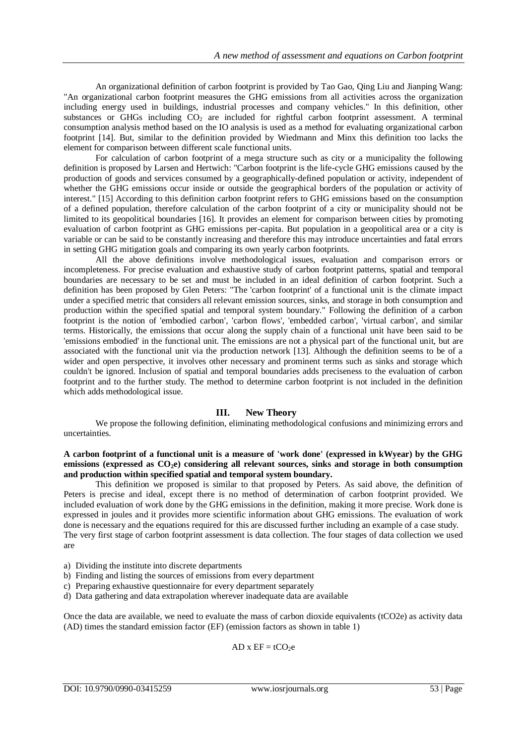An organizational definition of carbon footprint is provided by Tao Gao, Qing Liu and Jianping Wang: "An organizational carbon footprint measures the GHG emissions from all activities across the organization including energy used in buildings, industrial processes and company vehicles." In this definition, other substances or GHGs including $CO_2$ are included for rightful carbon footprint assessment. A terminal consumption analysis method based on the IO analysis is used as a method for evaluating organizational carbon footprint [14]. But, similar to the definition provided by Wiedmann and Minx this definition too lacks the element for comparison between different scale functional units.

For calculation of carbon footprint of a mega structure such as city or a municipality the following definition is proposed by Larsen and Hertwich: "Carbon footprint is the life-cycle GHG emissions caused by the production of goods and services consumed by a geographically-defined population or activity, independent of whether the GHG emissions occur inside or outside the geographical borders of the population or activity of interest." [15] According to this definition carbon footprint refers to GHG emissions based on the consumption of a defined population, therefore calculation of the carbon footprint of a city or municipality should not be limited to its geopolitical boundaries [16]. It provides an element for comparison between cities by promoting evaluation of carbon footprint as GHG emissions per-capita. But population in a geopolitical area or a city is variable or can be said to be constantly increasing and therefore this may introduce uncertainties and fatal errors in setting GHG mitigation goals and comparing its own yearly carbon footprints.

All the above definitions involve methodological issues, evaluation and comparison errors or incompleteness. For precise evaluation and exhaustive study of carbon footprint patterns, spatial and temporal boundaries are necessary to be set and must be included in an ideal definition of carbon footprint. Such a definition has been proposed by Glen Peters: "The 'carbon footprint' of a functional unit is the climate impact under a specified metric that considers all relevant emission sources, sinks, and storage in both consumption and production within the specified spatial and temporal system boundary." Following the definition of a carbon footprint is the notion of 'embodied carbon', 'carbon flows', 'embedded carbon', 'virtual carbon', and similar terms. Historically, the emissions that occur along the supply chain of a functional unit have been said to be 'emissions embodied' in the functional unit. The emissions are not a physical part of the functional unit, but are associated with the functional unit via the production network [13]. Although the definition seems to be of a wider and open perspective, it involves other necessary and prominent terms such as sinks and storage which couldn't be ignored. Inclusion of spatial and temporal boundaries adds preciseness to the evaluation of carbon footprint and to the further study. The method to determine carbon footprint is not included in the definition which adds methodological issue.

## III. New Theory

We propose the following definition, eliminating methodological confusions and minimizing errors and uncertainties.

**A carbon footprint of a functional unit is a measure of 'work done' (expressed in kWyear) by the GHG emissions (expressed as $CO_2e$) considering all relevant sources, sinks and storage in both consumption and production within specified spatial and temporal system boundary.**

This definition we proposed is similar to that proposed by Peters. As said above, the definition of Peters is precise and ideal, except there is no method of determination of carbon footprint provided. We included evaluation of work done by the GHG emissions in the definition, making it more precise. Work done is expressed in joules and it provides more scientific information about GHG emissions. The evaluation of work done is necessary and the equations required for this are discussed further including an example of a case study.

The very first stage of carbon footprint assessment is data collection. The four stages of data collection we used are

a) Dividing the institute into discrete departments
b) Finding and listing the sources of emissions from every department
c) Preparing exhaustive questionnaire for every department separately
d) Data gathering and data extrapolation wherever inadequate data are available

Once the data are available, we need to evaluate the mass of carbon dioxide equivalents (tCO2e) as activity data (AD) times the standard emission factor (EF) (emission factors as shown in table 1)

$$AD \times EF = tCO_2e$$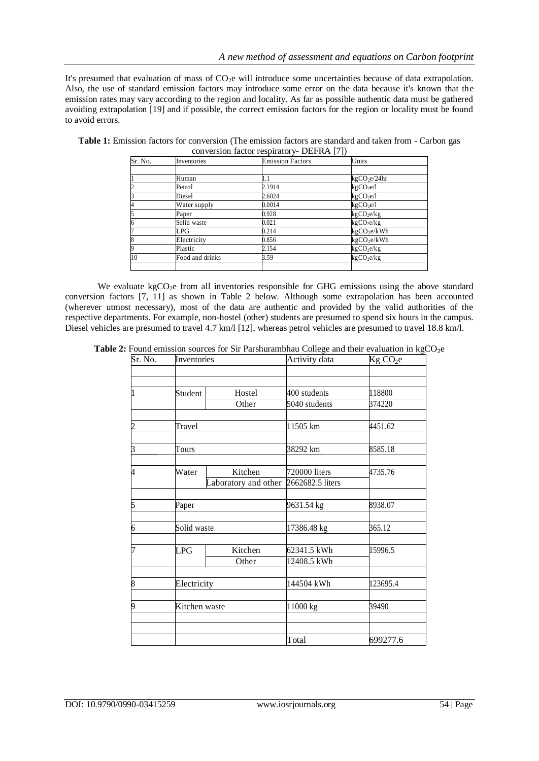It's presumed that evaluation of mass of $CO_2$e will introduce some uncertainties because of data extrapolation. Also, the use of standard emission factors may introduce some error on the data because it's known that the emission rates may vary according to the region and locality. As far as possible authentic data must be gathered avoiding extrapolation [19] and if possible, the correct emission factors for the region or locality must be found to avoid errors.

**Table 1:** Emission factors for conversion (The emission factors are standard and taken from - Carbon gas conversion factor respiratory- DEFRA [7])

| Sr. No. | Inventories | Emission Factors | Units |
|---|---|---|---|
| 1 | Human | 1.1 | kg$CO_2$e/24hr |
| 2 | Petrol | 2.1914 | kg$CO_2$e/l |
| 3 | Diesel | 2.6024 | kg$CO_2$e/l |
| 4 | Water supply | 0.0014 | kg$CO_2$e/l |
| 5 | Paper | 0.928 | kg$CO_2$e/kg |
| 6 | Solid waste | 0.021 | kg$CO_2$e/kg |
| 7 | LPG | 0.214 | kg$CO_2$e/kWh |
| 8 | Electricity | 0.856 | kg$CO_2$e/kWh |
| 9 | Plastic | 2.154 | kg$CO_2$e/kg |
| 10 | Food and drinks | 3.59 | kg$CO_2$e/kg |

We evaluate kg$CO_2$e from all inventories responsible for GHG emissions using the above standard conversion factors [7, 11] as shown in Table 2 below. Although some extrapolation has been accounted (wherever utmost necessary), most of the data are authentic and provided by the valid authorities of the respective departments. For example, non-hostel (other) students are presumed to spend six hours in the campus. Diesel vehicles are presumed to travel 4.7 km/l [12], whereas petrol vehicles are presumed to travel 18.8 km/l.

**Table 2:** Found emission sources for Sir Parshurambhau College and their evaluation in kg$CO_2$e

| Sr. No. | Inventories | | Activity data | Kg $CO_2$e |
|---|---|---|---|---|
| 1 | Student | Hostel | 400 students | 118800 |
| | | Other | 5040 students | 374220 |
| 2 | Travel | | 11505 km | 4451.62 |
| 3 | Tours | | 38292 km | 8585.18 |
| 4 | Water | Kitchen | 720000 liters | 4735.76 |
| | | Laboratory and other | 2662682.5 liters | |
| 5 | Paper | | 9631.54 kg | 8938.07 |
| 6 | Solid waste | | 17386.48 kg | 365.12 |
| 7 | LPG | Kitchen | 62341.5 kWh | 15996.5 |
| | | Other | 12408.5 kWh | |
| 8 | Electricity | | 144504 kWh | 123695.4 |
| 9 | Kitchen waste | | 11000 kg | 39490 |
| | | | Total | 699277.6 |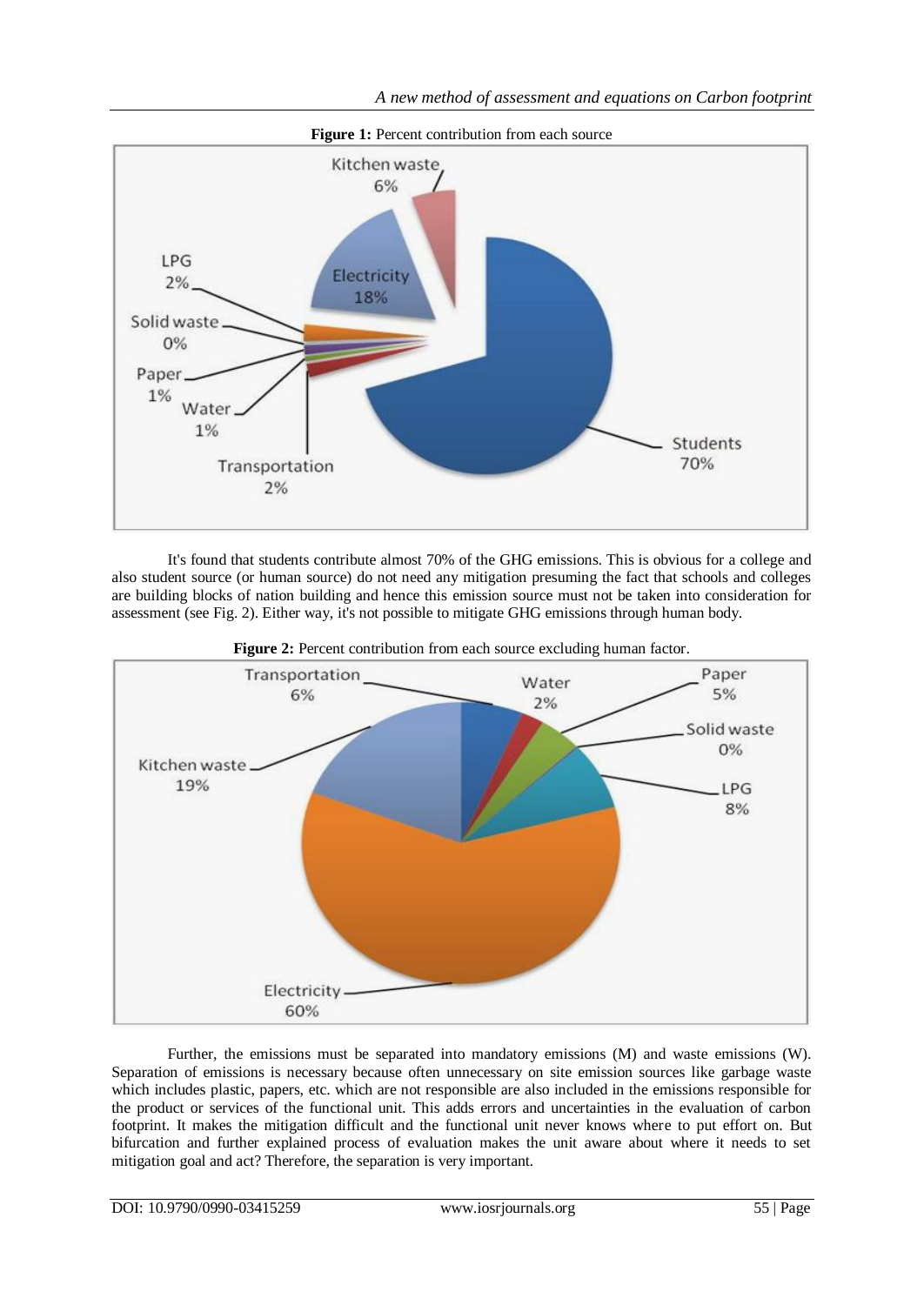**Figure 1:** Percent contribution from each source

It's found that students contribute almost 70% of the GHG emissions. This is obvious for a college and also student source (or human source) do not need any mitigation presuming the fact that schools and colleges are building blocks of nation building and hence this emission source must not be taken into consideration for assessment (see Fig. 2). Either way, it's not possible to mitigate GHG emissions through human body.

**Figure 2:** Percent contribution from each source excluding human factor.

Further, the emissions must be separated into mandatory emissions (M) and waste emissions (W). Separation of emissions is necessary because often unnecessary on site emission sources like garbage waste which includes plastic, papers, etc. which are not responsible are also included in the emissions responsible for the product or services of the functional unit. This adds errors and uncertainties in the evaluation of carbon footprint. It makes the mitigation difficult and the functional unit never knows where to put effort on. But bifurcation and further explained process of evaluation makes the unit aware about where it needs to set mitigation goal and act? Therefore, the separation is very important.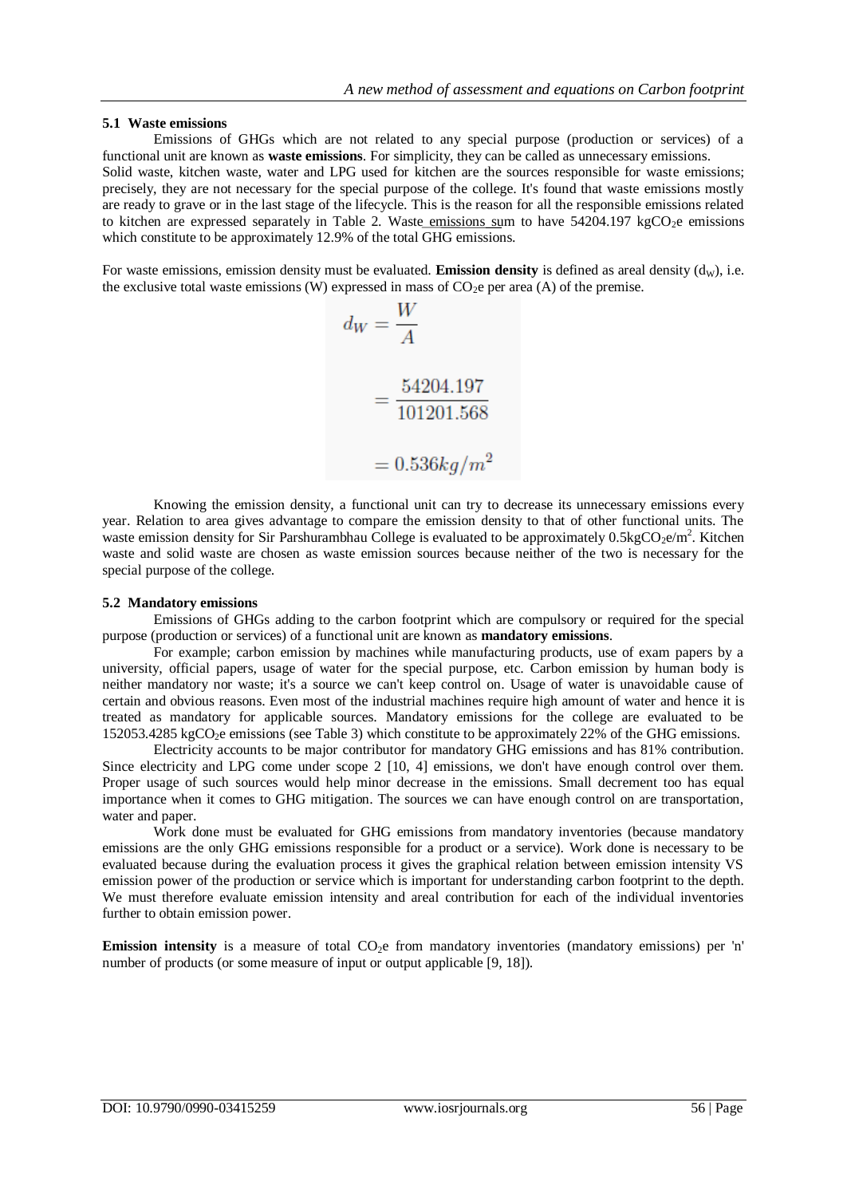### 5.1 Waste emissions

Emissions of GHGs which are not related to any special purpose (production or services) of a functional unit are known as **waste emissions**. For simplicity, they can be called as unnecessary emissions. Solid waste, kitchen waste, water and LPG used for kitchen are the sources responsible for waste emissions; precisely, they are not necessary for the special purpose of the college. It's found that waste emissions mostly are ready to grave or in the last stage of the lifecycle. This is the reason for all the responsible emissions related to kitchen are expressed separately in Table 2. Waste emissions sum to have 54204.197 $kgCO_2e$ emissions which constitute to be approximately 12.9% of the total GHG emissions.

For waste emissions, emission density must be evaluated. **Emission density** is defined as areal density ($d_W$), i.e. the exclusive total waste emissions (W) expressed in mass of $CO_2e$ per area (A) of the premise.

$$d_W = \frac{W}{A}$$

$$= \frac{54204.197}{101201.568}$$

$$= 0.536 kg/m^2$$

Knowing the emission density, a functional unit can try to decrease its unnecessary emissions every year. Relation to area gives advantage to compare the emission density to that of other functional units. The waste emission density for Sir Parshurambhau College is evaluated to be approximately $0.5 kgCO_2e/m^2$. Kitchen waste and solid waste are chosen as waste emission sources because neither of the two is necessary for the special purpose of the college.

### 5.2 Mandatory emissions

Emissions of GHGs adding to the carbon footprint which are compulsory or required for the special purpose (production or services) of a functional unit are known as **mandatory emissions**.

For example; carbon emission by machines while manufacturing products, use of exam papers by a university, official papers, usage of water for the special purpose, etc. Carbon emission by human body is neither mandatory nor waste; it's a source we can't keep control on. Usage of water is unavoidable cause of certain and obvious reasons. Even most of the industrial machines require high amount of water and hence it is treated as mandatory for applicable sources. Mandatory emissions for the college are evaluated to be 152053.4285 $kgCO_2e$ emissions (see Table 3) which constitute to be approximately 22% of the GHG emissions.

Electricity accounts to be major contributor for mandatory GHG emissions and has 81% contribution. Since electricity and LPG come under scope 2 [10, 4] emissions, we don't have enough control over them. Proper usage of such sources would help minor decrease in the emissions. Small decrement too has equal importance when it comes to GHG mitigation. The sources we can have enough control on are transportation, water and paper.

Work done must be evaluated for GHG emissions from mandatory inventories (because mandatory emissions are the only GHG emissions responsible for a product or a service). Work done is necessary to be evaluated because during the evaluation process it gives the graphical relation between emission intensity VS emission power of the production or service which is important for understanding carbon footprint to the depth. We must therefore evaluate emission intensity and areal contribution for each of the individual inventories further to obtain emission power.

**Emission intensity** is a measure of total $CO_2e$ from mandatory inventories (mandatory emissions) per 'n' number of products (or some measure of input or output applicable [9, 18]).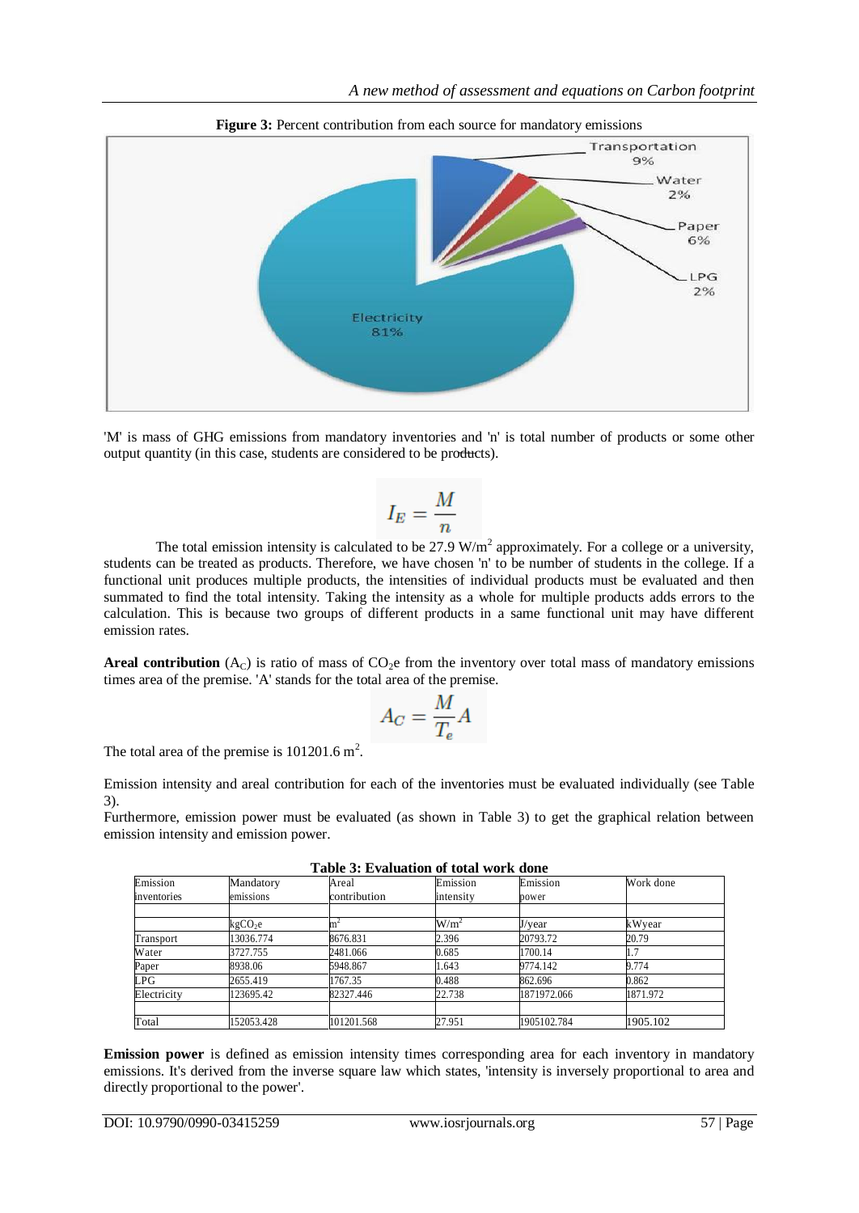**Figure 3:** Percent contribution from each source for mandatory emissions

'M' is mass of GHG emissions from mandatory inventories and 'n' is total number of products or some other output quantity (in this case, students are considered to be products).

$$I_E = \frac{M}{n}$$

The total emission intensity is calculated to be 27.9 $W/m^2$ approximately. For a college or a university, students can be treated as products. Therefore, we have chosen 'n' to be number of students in the college. If a functional unit produces multiple products, the intensities of individual products must be evaluated and then summated to find the total intensity. Taking the intensity as a whole for multiple products adds errors to the calculation. This is because two groups of different products in a same functional unit may have different emission rates.

**Areal contribution** ($A_C$) is ratio of mass of $CO_2e$ from the inventory over total mass of mandatory emissions times area of the premise. 'A' stands for the total area of the premise.

$$A_C = \frac{M}{T_e} A$$

The total area of the premise is 101201.6 $m^2$.

Emission intensity and areal contribution for each of the inventories must be evaluated individually (see Table 3).

Furthermore, emission power must be evaluated (as shown in Table 3) to get the graphical relation between emission intensity and emission power.

**Table 3: Evaluation of total work done**

| Emission inventories | Mandatory emissions | Areal contribution | Emission intensity | Emission power | Work done |
|---|---|---|---|---|---|
| | $kgCO_2e$ | $m^2$ | $W/m^2$ | J/year | kWyear |
| Transport | 13036.774 | 8676.831 | 2.396 | 20793.72 | 20.79 |
| Water | 3727.755 | 2481.066 | 0.685 | 1700.14 | 1.7 |
| Paper | 8938.06 | 5948.867 | 1.643 | 9774.142 | 9.774 |
| LPG | 2655.419 | 1767.35 | 0.488 | 862.696 | 0.862 |
| Electricity | 123695.42 | 82327.446 | 22.738 | 1871972.066 | 1871.972 |
| Total | 152053.428 | 101201.568 | 27.951 | 1905102.784 | 1905.102 |

**Emission power** is defined as emission intensity times corresponding area for each inventory in mandatory emissions. It's derived from the inverse square law which states, 'intensity is inversely proportional to area and directly proportional to the power'.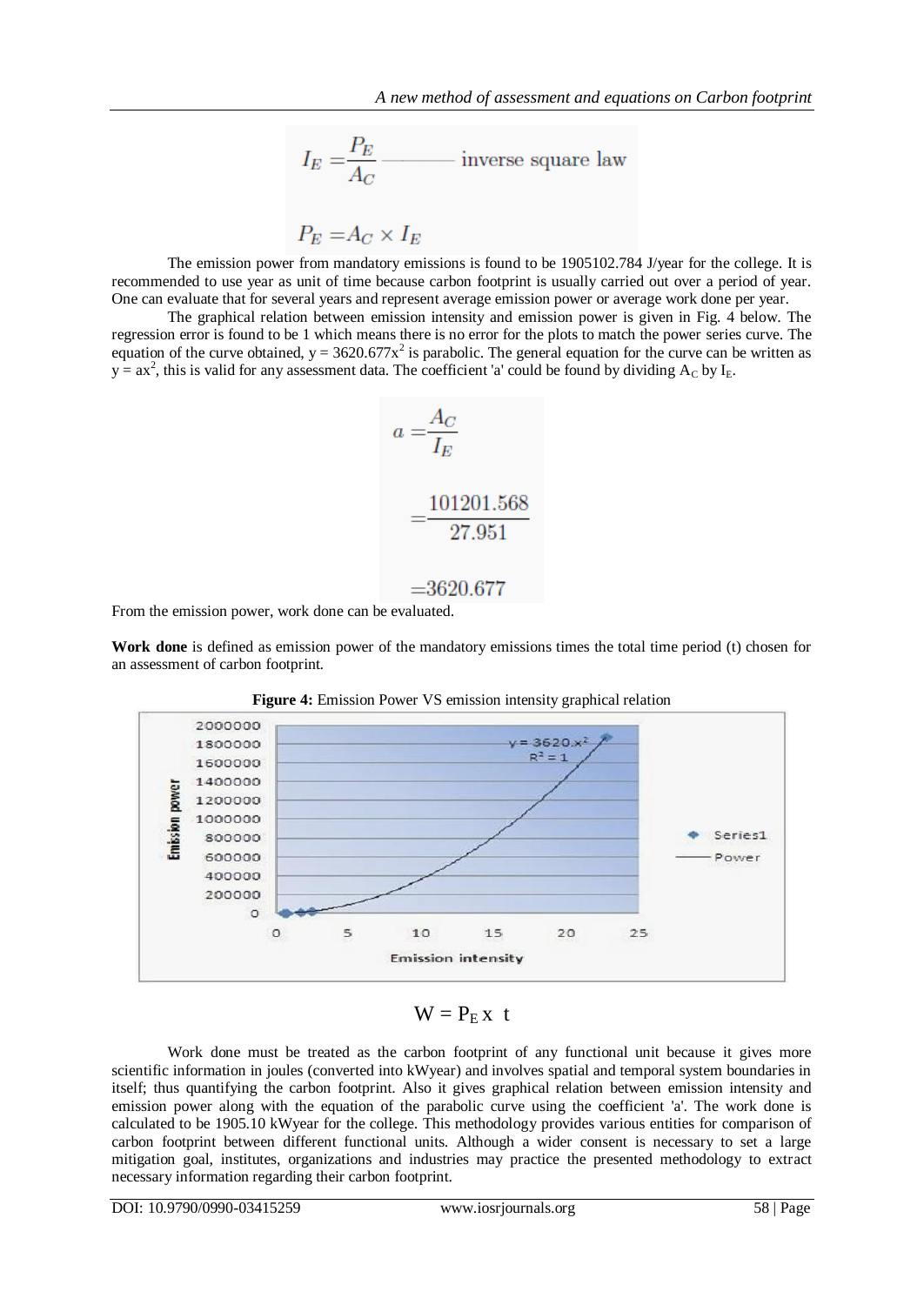$$I_E = \frac{P_E}{A_C} \text{ ——— inverse square law}$$

$$P_E = A_C \times I_E$$

The emission power from mandatory emissions is found to be 1905102.784 J/year for the college. It is recommended to use year as unit of time because carbon footprint is usually carried out over a period of year. One can evaluate that for several years and represent average emission power or average work done per year.

The graphical relation between emission intensity and emission power is given in Fig. 4 below. The regression error is found to be 1 which means there is no error for the plots to match the power series curve. The equation of the curve obtained, $y = 3620.677x^2$ is parabolic. The general equation for the curve can be written as $y = ax^2$, this is valid for any assessment data. The coefficient 'a' could be found by dividing $A_C$ by $I_E$.

$$a = \frac{A_C}{I_E}$$

$$= \frac{101201.568}{27.951}$$

$$= 3620.677$$

From the emission power, work done can be evaluated.

**Work done** is defined as emission power of the mandatory emissions times the total time period (t) chosen for an assessment of carbon footprint.

**Figure 4:** Emission Power VS emission intensity graphical relation

$$W = P_E \times t$$

Work done must be treated as the carbon footprint of any functional unit because it gives more scientific information in joules (converted into kWyear) and involves spatial and temporal system boundaries in itself; thus quantifying the carbon footprint. Also it gives graphical relation between emission intensity and emission power along with the equation of the parabolic curve using the coefficient 'a'. The work done is calculated to be 1905.10 kWyear for the college. This methodology provides various entities for comparison of carbon footprint between different functional units. Although a wider consent is necessary to set a large mitigation goal, institutes, organizations and industries may practice the presented methodology to extract necessary information regarding their carbon footprint.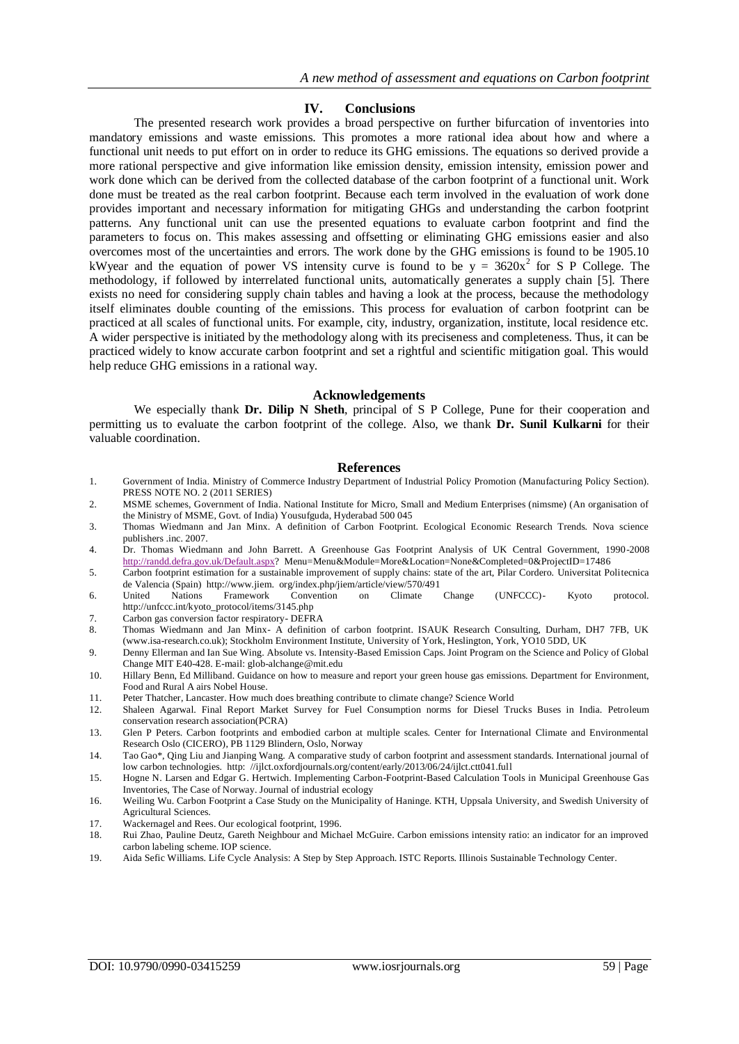## IV. Conclusions

The presented research work provides a broad perspective on further bifurcation of inventories into mandatory emissions and waste emissions. This promotes a more rational idea about how and where a functional unit needs to put effort on in order to reduce its GHG emissions. The equations so derived provide a more rational perspective and give information like emission density, emission intensity, emission power and work done which can be derived from the collected database of the carbon footprint of a functional unit. Work done must be treated as the real carbon footprint. Because each term involved in the evaluation of work done provides important and necessary information for mitigating GHGs and understanding the carbon footprint patterns. Any functional unit can use the presented equations to evaluate carbon footprint and find the parameters to focus on. This makes assessing and offsetting or eliminating GHG emissions easier and also overcomes most of the uncertainties and errors. The work done by the GHG emissions is found to be 1905.10 kWyear and the equation of power VS intensity curve is found to be $y = 3620x^2$ for S P College. The methodology, if followed by interrelated functional units, automatically generates a supply chain [5]. There exists no need for considering supply chain tables and having a look at the process, because the methodology itself eliminates double counting of the emissions. This process for evaluation of carbon footprint can be practiced at all scales of functional units. For example, city, industry, organization, institute, local residence etc. A wider perspective is initiated by the methodology along with its preciseness and completeness. Thus, it can be practiced widely to know accurate carbon footprint and set a rightful and scientific mitigation goal. This would help reduce GHG emissions in a rational way.

## Acknowledgements

We especially thank **Dr. Dilip N Sheth**, principal of S P College, Pune for their cooperation and permitting us to evaluate the carbon footprint of the college. Also, we thank **Dr. Sunil Kulkarni** for their valuable coordination.

## References

1. Government of India. Ministry of Commerce Industry Department of Industrial Policy Promotion (Manufacturing Policy Section). PRESS NOTE NO. 2 (2011 SERIES)
2. MSME schemes, Government of India. National Institute for Micro, Small and Medium Enterprises (nimsme) (An organisation of the Ministry of MSME, Govt. of India) Yousufguda, Hyderabad 500 045
3. Thomas Wiedmann and Jan Minx. A definition of Carbon Footprint. Ecological Economic Research Trends. Nova science publishers .inc. 2007.
4. Dr. Thomas Wiedmann and John Barrett. A Greenhouse Gas Footprint Analysis of UK Central Government, 1990-2008 http://randd.defra.gov.uk/Default.aspx? Menu=Menu&Module=More&Location=None&Completed=0&ProjectID=17486
5. Carbon footprint estimation for a sustainable improvement of supply chains: state of the art, Pilar Cordero. Universitat Politecnica de Valencia (Spain) http://www.jiem. org/index.php/jiem/article/view/570/491
6. United Nations Framework Convention on Climate Change (UNFCCC)- Kyoto protocol. http://unfccc.int/kyoto_protocol/items/3145.php
7. Carbon gas conversion factor respiratory- DEFRA
8. Thomas Wiedmann and Jan Minx- A definition of carbon footprint. ISAUK Research Consulting, Durham, DH7 7FB, UK (www.isa-research.co.uk); Stockholm Environment Institute, University of York, Heslington, York, YO10 5DD, UK
9. Denny Ellerman and Ian Sue Wing. Absolute vs. Intensity-Based Emission Caps. Joint Program on the Science and Policy of Global Change MIT E40-428. E-mail: glob-alchange@mit.edu
10. Hillary Benn, Ed Milliband. Guidance on how to measure and report your green house gas emissions. Department for Environment, Food and Rural A airs Nobel House.
11. Peter Thatcher, Lancaster. How much does breathing contribute to climate change? Science World
12. Shaleen Agarwal. Final Report Market Survey for Fuel Consumption norms for Diesel Trucks Buses in India. Petroleum conservation research association(PCRA)
13. Glen P Peters. Carbon footprints and embodied carbon at multiple scales. Center for International Climate and Environmental Research Oslo (CICERO), PB 1129 Blindern, Oslo, Norway
14. Tao Gao*, Qing Liu and Jianping Wang. A comparative study of carbon footprint and assessment standards. International journal of low carbon technologies. http: //ijlct.oxfordjournals.org/content/early/2013/06/24/ijlct.ctt041.full
15. Hogne N. Larsen and Edgar G. Hertwich. Implementing Carbon-Footprint-Based Calculation Tools in Municipal Greenhouse Gas Inventories, The Case of Norway. Journal of industrial ecology
16. Weiling Wu. Carbon Footprint a Case Study on the Municipality of Haninge. KTH, Uppsala University, and Swedish University of Agricultural Sciences.
17. Wackernagel and Rees. Our ecological footprint, 1996.
18. Rui Zhao, Pauline Deutz, Gareth Neighbour and Michael McGuire. Carbon emissions intensity ratio: an indicator for an improved carbon labeling scheme. IOP science.
19. Aida Sefic Williams. Life Cycle Analysis: A Step by Step Approach. ISTC Reports. Illinois Sustainable Technology Center.